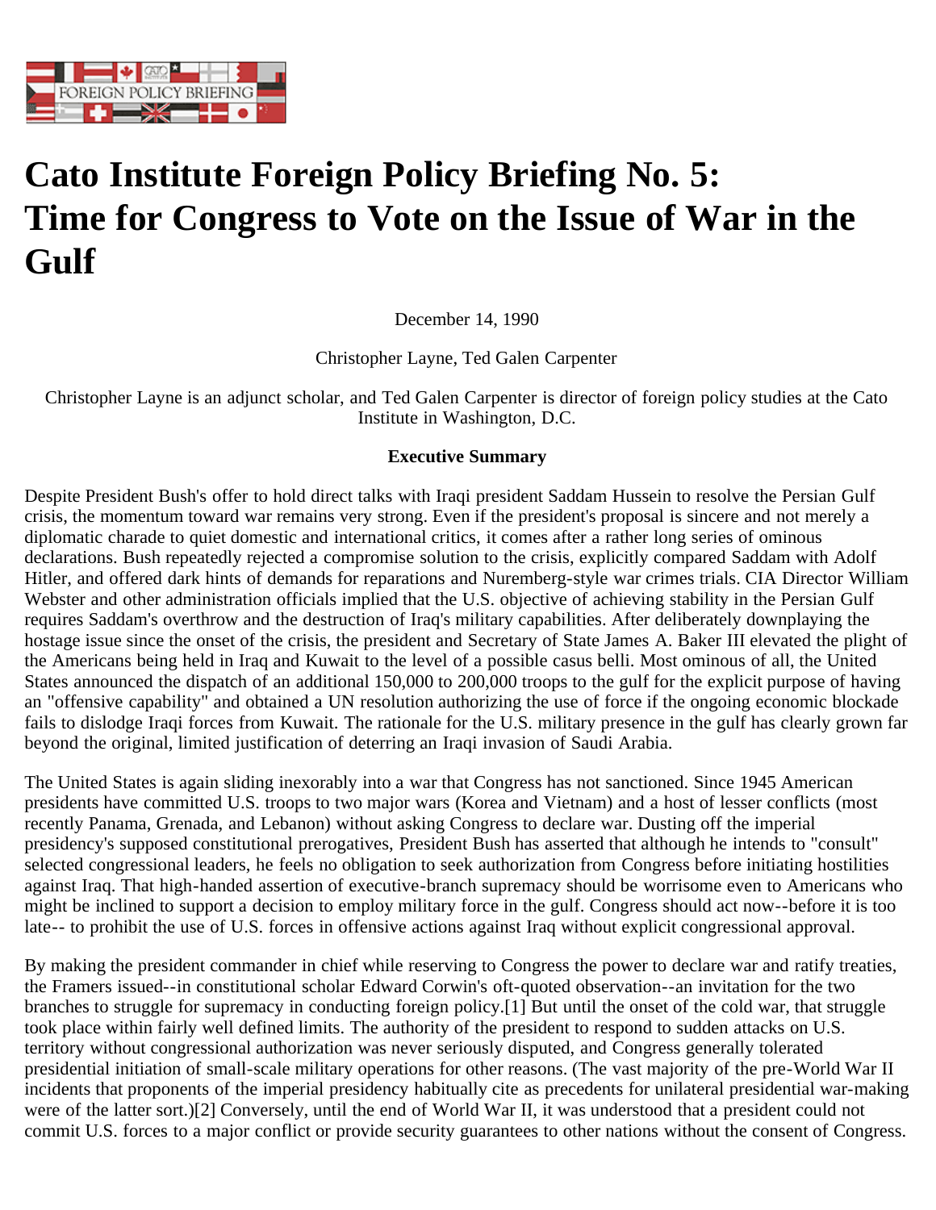# Cato Institute Foreign Policy Briefing No. 5: Time for Congress to Vote on the Issue of War in the Gulf

December 14, 1990

Christopher Layne, Ted Galen Carpenter

Christopher Layne is an adjunct scholar, and Ted Galen Carpenter is director of foreign policy studies at the Cato Institute in Washington, D.C.

**Executive Summary**

Despite President Bush's offer to hold direct talks with Iraqi president Saddam Hussein to resolve the Persian Gulf crisis, the momentum toward war remains very strong. Even if the president's proposal is sincere and not merely a diplomatic charade to quiet domestic and international critics, it comes after a rather long series of ominous declarations. Bush repeatedly rejected a compromise solution to the crisis, explicitly compared Saddam with Adolf Hitler, and offered dark hints of demands for reparations and Nuremberg-style war crimes trials. CIA Director William Webster and other administration officials implied that the U.S. objective of achieving stability in the Persian Gulf requires Saddam's overthrow and the destruction of Iraq's military capabilities. After deliberately downplaying the hostage issue since the onset of the crisis, the president and Secretary of State James A. Baker III elevated the plight of the Americans being held in Iraq and Kuwait to the level of a possible casus belli. Most ominous of all, the United States announced the dispatch of an additional 150,000 to 200,000 troops to the gulf for the explicit purpose of having an "offensive capability" and obtained a UN resolution authorizing the use of force if the ongoing economic blockade fails to dislodge Iraqi forces from Kuwait. The rationale for the U.S. military presence in the gulf has clearly grown far beyond the original, limited justification of deterring an Iraqi invasion of Saudi Arabia.

The United States is again sliding inexorably into a war that Congress has not sanctioned. Since 1945 American presidents have committed U.S. troops to two major wars (Korea and Vietnam) and a host of lesser conflicts (most recently Panama, Grenada, and Lebanon) without asking Congress to declare war. Dusting off the imperial presidency's supposed constitutional prerogatives, President Bush has asserted that although he intends to "consult" selected congressional leaders, he feels no obligation to seek authorization from Congress before initiating hostilities against Iraq. That high-handed assertion of executive-branch supremacy should be worrisome even to Americans who might be inclined to support a decision to employ military force in the gulf. Congress should act now--before it is too late-- to prohibit the use of U.S. forces in offensive actions against Iraq without explicit congressional approval.

By making the president commander in chief while reserving to Congress the power to declare war and ratify treaties, the Framers issued--in constitutional scholar Edward Corwin's oft-quoted observation--an invitation for the two branches to struggle for supremacy in conducting foreign policy.[1] But until the onset of the cold war, that struggle took place within fairly well defined limits. The authority of the president to respond to sudden attacks on U.S. territory without congressional authorization was never seriously disputed, and Congress generally tolerated presidential initiation of small-scale military operations for other reasons. (The vast majority of the pre-World War II incidents that proponents of the imperial presidency habitually cite as precedents for unilateral presidential war-making were of the latter sort.)[2] Conversely, until the end of World War II, it was understood that a president could not commit U.S. forces to a major conflict or provide security guarantees to other nations without the consent of Congress.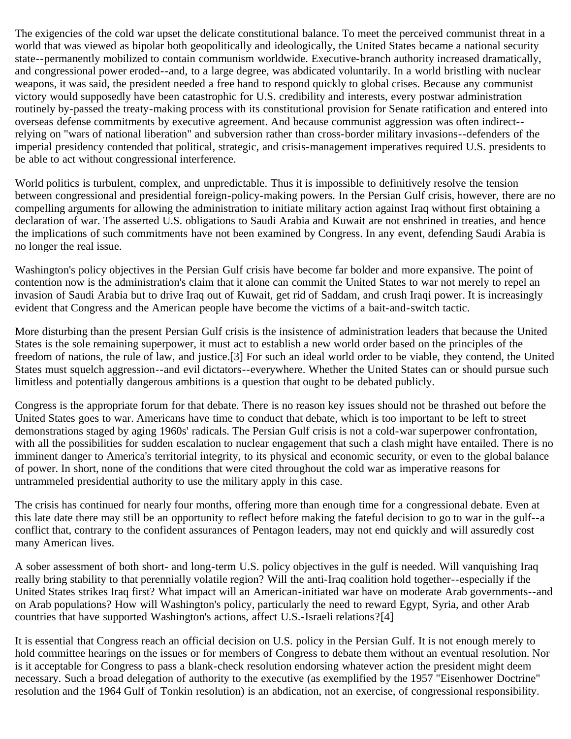The exigencies of the cold war upset the delicate constitutional balance. To meet the perceived communist threat in a world that was viewed as bipolar both geopolitically and ideologically, the United States became a national security state--permanently mobilized to contain communism worldwide. Executive-branch authority increased dramatically, and congressional power eroded--and, to a large degree, was abdicated voluntarily. In a world bristling with nuclear weapons, it was said, the president needed a free hand to respond quickly to global crises. Because any communist victory would supposedly have been catastrophic for U.S. credibility and interests, every postwar administration routinely by-passed the treaty-making process with its constitutional provision for Senate ratification and entered into overseas defense commitments by executive agreement. And because communist aggression was often indirect--relying on "wars of national liberation" and subversion rather than cross-border military invasions--defenders of the imperial presidency contended that political, strategic, and crisis-management imperatives required U.S. presidents to be able to act without congressional interference.

World politics is turbulent, complex, and unpredictable. Thus it is impossible to definitively resolve the tension between congressional and presidential foreign-policy-making powers. In the Persian Gulf crisis, however, there are no compelling arguments for allowing the administration to initiate military action against Iraq without first obtaining a declaration of war. The asserted U.S. obligations to Saudi Arabia and Kuwait are not enshrined in treaties, and hence the implications of such commitments have not been examined by Congress. In any event, defending Saudi Arabia is no longer the real issue.

Washington's policy objectives in the Persian Gulf crisis have become far bolder and more expansive. The point of contention now is the administration's claim that it alone can commit the United States to war not merely to repel an invasion of Saudi Arabia but to drive Iraq out of Kuwait, get rid of Saddam, and crush Iraqi power. It is increasingly evident that Congress and the American people have become the victims of a bait-and-switch tactic.

More disturbing than the present Persian Gulf crisis is the insistence of administration leaders that because the United States is the sole remaining superpower, it must act to establish a new world order based on the principles of the freedom of nations, the rule of law, and justice.[3] For such an ideal world order to be viable, they contend, the United States must squelch aggression--and evil dictators--everywhere. Whether the United States can or should pursue such limitless and potentially dangerous ambitions is a question that ought to be debated publicly.

Congress is the appropriate forum for that debate. There is no reason key issues should not be thrashed out before the United States goes to war. Americans have time to conduct that debate, which is too important to be left to street demonstrations staged by aging 1960s' radicals. The Persian Gulf crisis is not a cold-war superpower confrontation, with all the possibilities for sudden escalation to nuclear engagement that such a clash might have entailed. There is no imminent danger to America's territorial integrity, to its physical and economic security, or even to the global balance of power. In short, none of the conditions that were cited throughout the cold war as imperative reasons for untrammeled presidential authority to use the military apply in this case.

The crisis has continued for nearly four months, offering more than enough time for a congressional debate. Even at this late date there may still be an opportunity to reflect before making the fateful decision to go to war in the gulf--a conflict that, contrary to the confident assurances of Pentagon leaders, may not end quickly and will assuredly cost many American lives.

A sober assessment of both short- and long-term U.S. policy objectives in the gulf is needed. Will vanquishing Iraq really bring stability to that perennially volatile region? Will the anti-Iraq coalition hold together--especially if the United States strikes Iraq first? What impact will an American-initiated war have on moderate Arab governments--and on Arab populations? How will Washington's policy, particularly the need to reward Egypt, Syria, and other Arab countries that have supported Washington's actions, affect U.S.-Israeli relations?[4]

It is essential that Congress reach an official decision on U.S. policy in the Persian Gulf. It is not enough merely to hold committee hearings on the issues or for members of Congress to debate them without an eventual resolution. Nor is it acceptable for Congress to pass a blank-check resolution endorsing whatever action the president might deem necessary. Such a broad delegation of authority to the executive (as exemplified by the 1957 "Eisenhower Doctrine" resolution and the 1964 Gulf of Tonkin resolution) is an abdication, not an exercise, of congressional responsibility.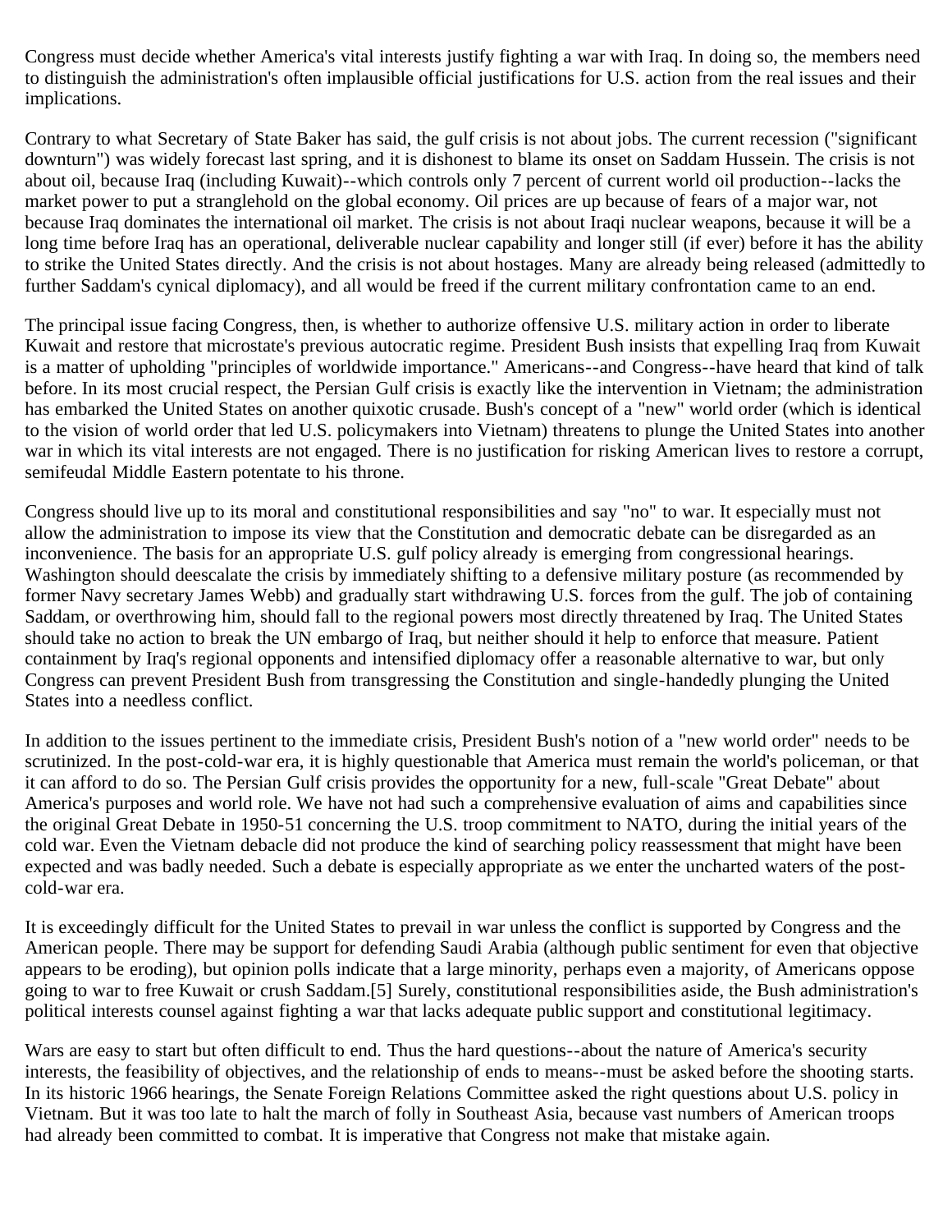Congress must decide whether America's vital interests justify fighting a war with Iraq. In doing so, the members need to distinguish the administration's often implausible official justifications for U.S. action from the real issues and their implications.

Contrary to what Secretary of State Baker has said, the gulf crisis is not about jobs. The current recession ("significant downturn") was widely forecast last spring, and it is dishonest to blame its onset on Saddam Hussein. The crisis is not about oil, because Iraq (including Kuwait)--which controls only 7 percent of current world oil production--lacks the market power to put a stranglehold on the global economy. Oil prices are up because of fears of a major war, not because Iraq dominates the international oil market. The crisis is not about Iraqi nuclear weapons, because it will be a long time before Iraq has an operational, deliverable nuclear capability and longer still (if ever) before it has the ability to strike the United States directly. And the crisis is not about hostages. Many are already being released (admittedly to further Saddam's cynical diplomacy), and all would be freed if the current military confrontation came to an end.

The principal issue facing Congress, then, is whether to authorize offensive U.S. military action in order to liberate Kuwait and restore that microstate's previous autocratic regime. President Bush insists that expelling Iraq from Kuwait is a matter of upholding "principles of worldwide importance." Americans--and Congress--have heard that kind of talk before. In its most crucial respect, the Persian Gulf crisis is exactly like the intervention in Vietnam; the administration has embarked the United States on another quixotic crusade. Bush's concept of a "new" world order (which is identical to the vision of world order that led U.S. policymakers into Vietnam) threatens to plunge the United States into another war in which its vital interests are not engaged. There is no justification for risking American lives to restore a corrupt, semifeudal Middle Eastern potentate to his throne.

Congress should live up to its moral and constitutional responsibilities and say "no" to war. It especially must not allow the administration to impose its view that the Constitution and democratic debate can be disregarded as an inconvenience. The basis for an appropriate U.S. gulf policy already is emerging from congressional hearings. Washington should deescalate the crisis by immediately shifting to a defensive military posture (as recommended by former Navy secretary James Webb) and gradually start withdrawing U.S. forces from the gulf. The job of containing Saddam, or overthrowing him, should fall to the regional powers most directly threatened by Iraq. The United States should take no action to break the UN embargo of Iraq, but neither should it help to enforce that measure. Patient containment by Iraq's regional opponents and intensified diplomacy offer a reasonable alternative to war, but only Congress can prevent President Bush from transgressing the Constitution and single-handedly plunging the United States into a needless conflict.

In addition to the issues pertinent to the immediate crisis, President Bush's notion of a "new world order" needs to be scrutinized. In the post-cold-war era, it is highly questionable that America must remain the world's policeman, or that it can afford to do so. The Persian Gulf crisis provides the opportunity for a new, full-scale "Great Debate" about America's purposes and world role. We have not had such a comprehensive evaluation of aims and capabilities since the original Great Debate in 1950-51 concerning the U.S. troop commitment to NATO, during the initial years of the cold war. Even the Vietnam debacle did not produce the kind of searching policy reassessment that might have been expected and was badly needed. Such a debate is especially appropriate as we enter the uncharted waters of the post-cold-war era.

It is exceedingly difficult for the United States to prevail in war unless the conflict is supported by Congress and the American people. There may be support for defending Saudi Arabia (although public sentiment for even that objective appears to be eroding), but opinion polls indicate that a large minority, perhaps even a majority, of Americans oppose going to war to free Kuwait or crush Saddam.[5] Surely, constitutional responsibilities aside, the Bush administration's political interests counsel against fighting a war that lacks adequate public support and constitutional legitimacy.

Wars are easy to start but often difficult to end. Thus the hard questions--about the nature of America's security interests, the feasibility of objectives, and the relationship of ends to means--must be asked before the shooting starts. In its historic 1966 hearings, the Senate Foreign Relations Committee asked the right questions about U.S. policy in Vietnam. But it was too late to halt the march of folly in Southeast Asia, because vast numbers of American troops had already been committed to combat. It is imperative that Congress not make that mistake again.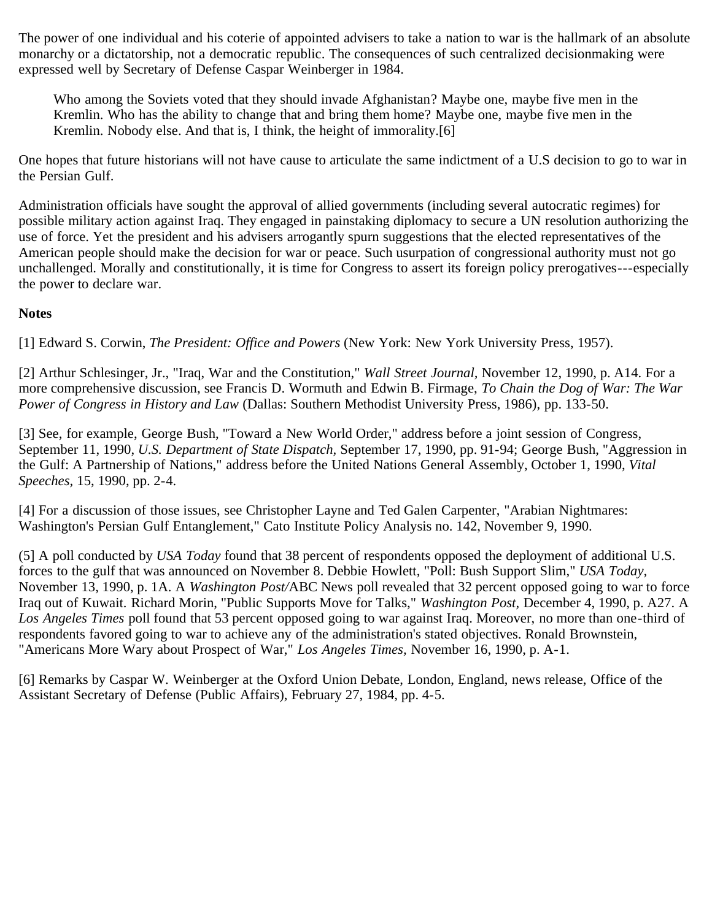The power of one individual and his coterie of appointed advisers to take a nation to war is the hallmark of an absolute monarchy or a dictatorship, not a democratic republic. The consequences of such centralized decisionmaking were expressed well by Secretary of Defense Caspar Weinberger in 1984.

> Who among the Soviets voted that they should invade Afghanistan? Maybe one, maybe five men in the Kremlin. Who has the ability to change that and bring them home? Maybe one, maybe five men in the Kremlin. Nobody else. And that is, I think, the height of immorality.[6]

One hopes that future historians will not have cause to articulate the same indictment of a U.S decision to go to war in the Persian Gulf.

Administration officials have sought the approval of allied governments (including several autocratic regimes) for possible military action against Iraq. They engaged in painstaking diplomacy to secure a UN resolution authorizing the use of force. Yet the president and his advisers arrogantly spurn suggestions that the elected representatives of the American people should make the decision for war or peace. Such usurpation of congressional authority must not go unchallenged. Morally and constitutionally, it is time for Congress to assert its foreign policy prerogatives---especially the power to declare war.

**Notes**

[1] Edward S. Corwin, *The President: Office and Powers* (New York: New York University Press, 1957).

[2] Arthur Schlesinger, Jr., "Iraq, War and the Constitution," *Wall Street Journal*, November 12, 1990, p. A14. For a more comprehensive discussion, see Francis D. Wormuth and Edwin B. Firmage, *To Chain the Dog of War: The War Power of Congress in History and Law* (Dallas: Southern Methodist University Press, 1986), pp. 133-50.

[3] See, for example, George Bush, "Toward a New World Order," address before a joint session of Congress, September 11, 1990, *U.S. Department of State Dispatch*, September 17, 1990, pp. 91-94; George Bush, "Aggression in the Gulf: A Partnership of Nations," address before the United Nations General Assembly, October 1, 1990, *Vital Speeches*, 15, 1990, pp. 2-4.

[4] For a discussion of those issues, see Christopher Layne and Ted Galen Carpenter, "Arabian Nightmares: Washington's Persian Gulf Entanglement," Cato Institute Policy Analysis no. 142, November 9, 1990.

(5] A poll conducted by *USA Today* found that 38 percent of respondents opposed the deployment of additional U.S. forces to the gulf that was announced on November 8. Debbie Howlett, "Poll: Bush Support Slim," *USA Today*, November 13, 1990, p. 1A. A *Washington Post*/ABC News poll revealed that 32 percent opposed going to war to force Iraq out of Kuwait. Richard Morin, "Public Supports Move for Talks," *Washington Post*, December 4, 1990, p. A27. A *Los Angeles Times* poll found that 53 percent opposed going to war against Iraq. Moreover, no more than one-third of respondents favored going to war to achieve any of the administration's stated objectives. Ronald Brownstein, "Americans More Wary about Prospect of War," *Los Angeles Times*, November 16, 1990, p. A-1.

[6] Remarks by Caspar W. Weinberger at the Oxford Union Debate, London, England, news release, Office of the Assistant Secretary of Defense (Public Affairs), February 27, 1984, pp. 4-5.